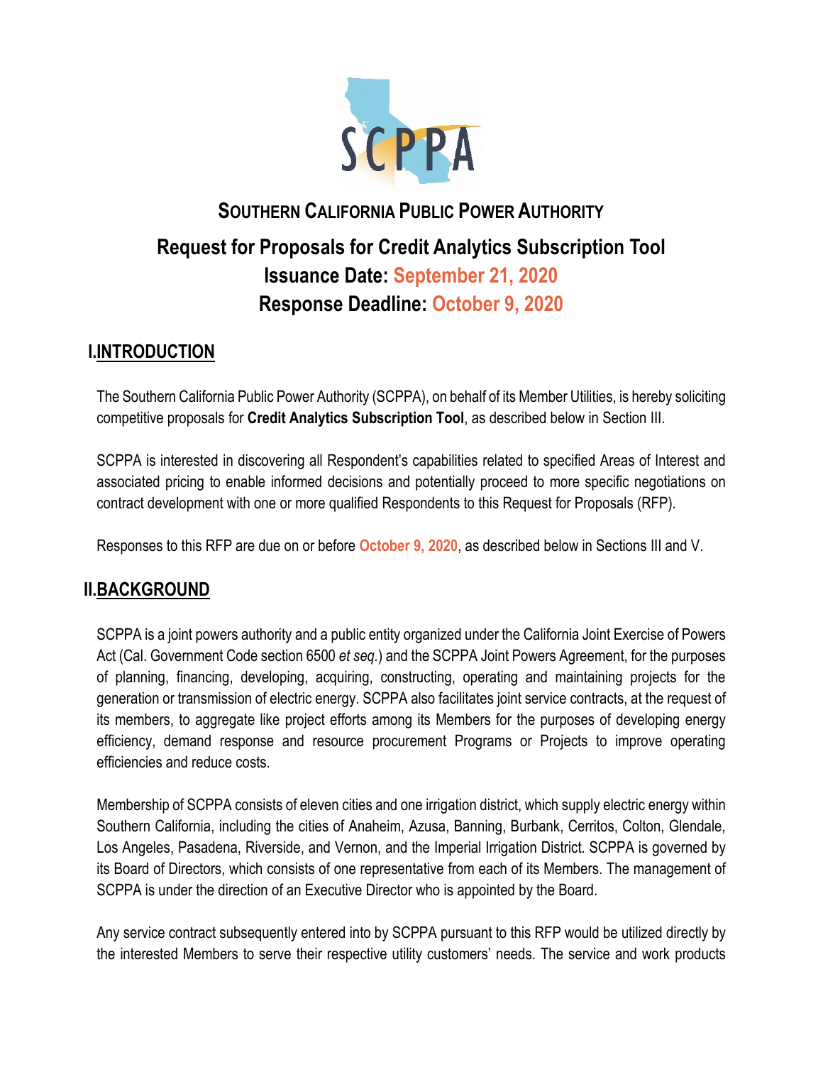# SOUTHERN CALIFORNIA PUBLIC POWER AUTHORITY

## Request for Proposals for Credit Analytics Subscription Tool

**Issuance Date: September 21, 2020**

**Response Deadline: October 9, 2020**

## I. INTRODUCTION

The Southern California Public Power Authority (SCPPA), on behalf of its Member Utilities, is hereby soliciting competitive proposals for **Credit Analytics Subscription Tool**, as described below in Section III.

SCPPA is interested in discovering all Respondent's capabilities related to specified Areas of Interest and associated pricing to enable informed decisions and potentially proceed to more specific negotiations on contract development with one or more qualified Respondents to this Request for Proposals (RFP).

Responses to this RFP are due on or before **October 9, 2020**, as described below in Sections III and V.

## II. BACKGROUND

SCPPA is a joint powers authority and a public entity organized under the California Joint Exercise of Powers Act (Cal. Government Code section 6500 *et seq.*) and the SCPPA Joint Powers Agreement, for the purposes of planning, financing, developing, acquiring, constructing, operating and maintaining projects for the generation or transmission of electric energy. SCPPA also facilitates joint service contracts, at the request of its members, to aggregate like project efforts among its Members for the purposes of developing energy efficiency, demand response and resource procurement Programs or Projects to improve operating efficiencies and reduce costs.

Membership of SCPPA consists of eleven cities and one irrigation district, which supply electric energy within Southern California, including the cities of Anaheim, Azusa, Banning, Burbank, Cerritos, Colton, Glendale, Los Angeles, Pasadena, Riverside, and Vernon, and the Imperial Irrigation District. SCPPA is governed by its Board of Directors, which consists of one representative from each of its Members. The management of SCPPA is under the direction of an Executive Director who is appointed by the Board.

Any service contract subsequently entered into by SCPPA pursuant to this RFP would be utilized directly by the interested Members to serve their respective utility customers' needs. The service and work products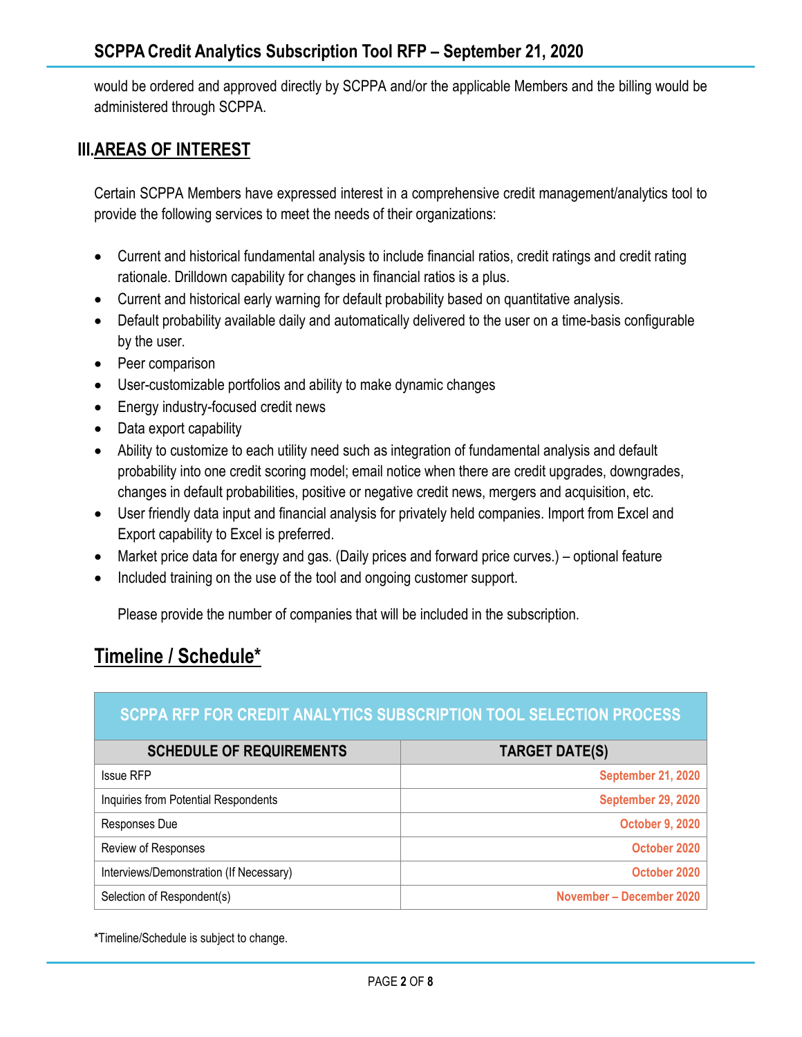would be ordered and approved directly by SCPPA and/or the applicable Members and the billing would be administered through SCPPA.

## III. AREAS OF INTEREST

Certain SCPPA Members have expressed interest in a comprehensive credit management/analytics tool to provide the following services to meet the needs of their organizations:

- Current and historical fundamental analysis to include financial ratios, credit ratings and credit rating rationale. Drilldown capability for changes in financial ratios is a plus.
- Current and historical early warning for default probability based on quantitative analysis.
- Default probability available daily and automatically delivered to the user on a time-basis configurable by the user.
- Peer comparison
- User-customizable portfolios and ability to make dynamic changes
- Energy industry-focused credit news
- Data export capability
- Ability to customize to each utility need such as integration of fundamental analysis and default probability into one credit scoring model; email notice when there are credit upgrades, downgrades, changes in default probabilities, positive or negative credit news, mergers and acquisition, etc.
- User friendly data input and financial analysis for privately held companies. Import from Excel and Export capability to Excel is preferred.
- Market price data for energy and gas. (Daily prices and forward price curves.) – optional feature
- Included training on the use of the tool and ongoing customer support.

Please provide the number of companies that will be included in the subscription.

## Timeline / Schedule*

| SCPPA RFP FOR CREDIT ANALYTICS SUBSCRIPTION TOOL SELECTION PROCESS | |
|---|---|
| **SCHEDULE OF REQUIREMENTS** | **TARGET DATE(S)** |
| Issue RFP | September 21, 2020 |
| Inquiries from Potential Respondents | September 29, 2020 |
| Responses Due | October 9, 2020 |
| Review of Responses | October 2020 |
| Interviews/Demonstration (If Necessary) | October 2020 |
| Selection of Respondent(s) | November – December 2020 |

*Timeline/Schedule is subject to change.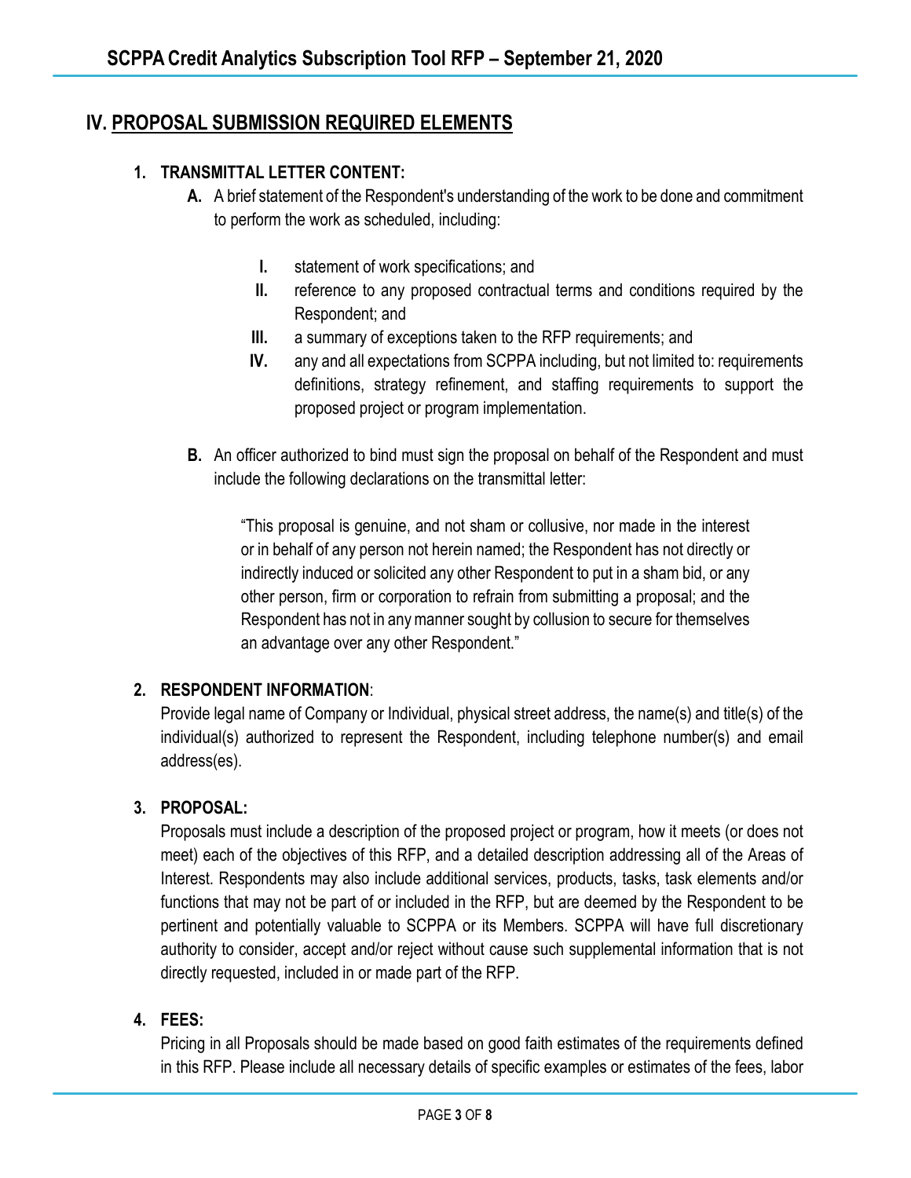## IV. PROPOSAL SUBMISSION REQUIRED ELEMENTS

**1. TRANSMITTAL LETTER CONTENT:**

**A.** A brief statement of the Respondent's understanding of the work to be done and commitment to perform the work as scheduled, including:

**I.** statement of work specifications; and

**II.** reference to any proposed contractual terms and conditions required by the Respondent; and

**III.** a summary of exceptions taken to the RFP requirements; and

**IV.** any and all expectations from SCPPA including, but not limited to: requirements definitions, strategy refinement, and staffing requirements to support the proposed project or program implementation.

**B.** An officer authorized to bind must sign the proposal on behalf of the Respondent and must include the following declarations on the transmittal letter:

> "This proposal is genuine, and not sham or collusive, nor made in the interest or in behalf of any person not herein named; the Respondent has not directly or indirectly induced or solicited any other Respondent to put in a sham bid, or any other person, firm or corporation to refrain from submitting a proposal; and the Respondent has not in any manner sought by collusion to secure for themselves an advantage over any other Respondent."

**2. RESPONDENT INFORMATION**:

Provide legal name of Company or Individual, physical street address, the name(s) and title(s) of the individual(s) authorized to represent the Respondent, including telephone number(s) and email address(es).

**3. PROPOSAL:**

Proposals must include a description of the proposed project or program, how it meets (or does not meet) each of the objectives of this RFP, and a detailed description addressing all of the Areas of Interest. Respondents may also include additional services, products, tasks, task elements and/or functions that may not be part of or included in the RFP, but are deemed by the Respondent to be pertinent and potentially valuable to SCPPA or its Members. SCPPA will have full discretionary authority to consider, accept and/or reject without cause such supplemental information that is not directly requested, included in or made part of the RFP.

**4. FEES:**

Pricing in all Proposals should be made based on good faith estimates of the requirements defined in this RFP. Please include all necessary details of specific examples or estimates of the fees, labor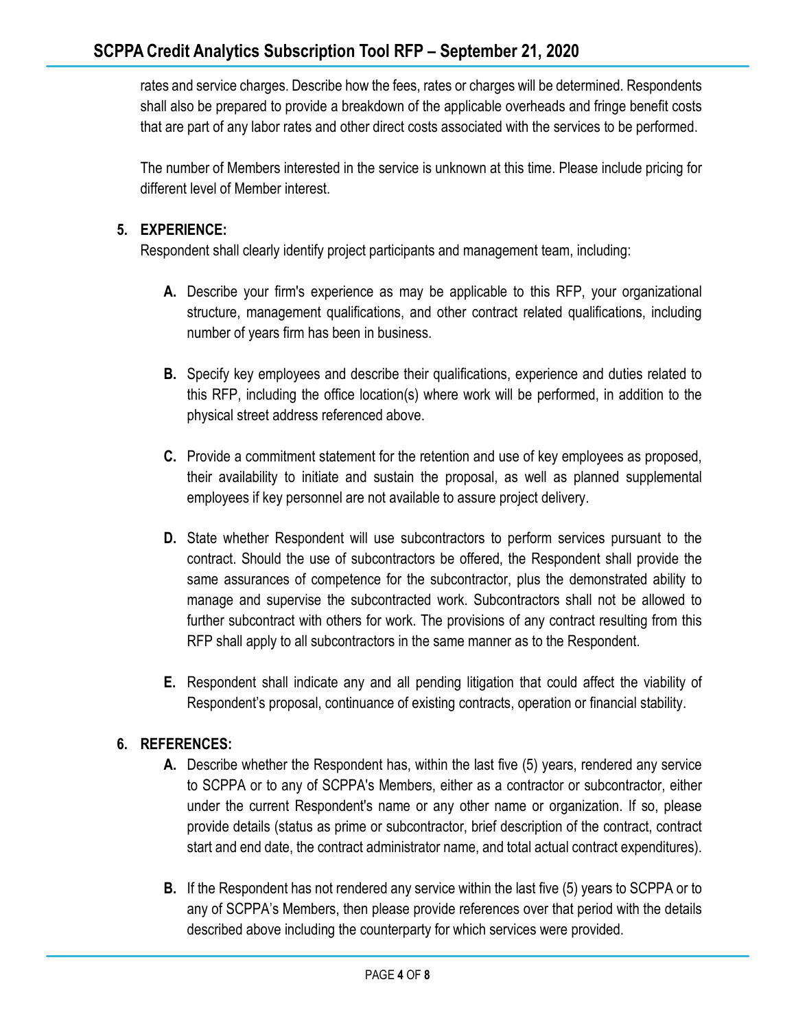rates and service charges. Describe how the fees, rates or charges will be determined. Respondents shall also be prepared to provide a breakdown of the applicable overheads and fringe benefit costs that are part of any labor rates and other direct costs associated with the services to be performed.

The number of Members interested in the service is unknown at this time. Please include pricing for different level of Member interest.

## 5. EXPERIENCE:

Respondent shall clearly identify project participants and management team, including:

**A.** Describe your firm's experience as may be applicable to this RFP, your organizational structure, management qualifications, and other contract related qualifications, including number of years firm has been in business.

**B.** Specify key employees and describe their qualifications, experience and duties related to this RFP, including the office location(s) where work will be performed, in addition to the physical street address referenced above.

**C.** Provide a commitment statement for the retention and use of key employees as proposed, their availability to initiate and sustain the proposal, as well as planned supplemental employees if key personnel are not available to assure project delivery.

**D.** State whether Respondent will use subcontractors to perform services pursuant to the contract. Should the use of subcontractors be offered, the Respondent shall provide the same assurances of competence for the subcontractor, plus the demonstrated ability to manage and supervise the subcontracted work. Subcontractors shall not be allowed to further subcontract with others for work. The provisions of any contract resulting from this RFP shall apply to all subcontractors in the same manner as to the Respondent.

**E.** Respondent shall indicate any and all pending litigation that could affect the viability of Respondent's proposal, continuance of existing contracts, operation or financial stability.

## 6. REFERENCES:

**A.** Describe whether the Respondent has, within the last five (5) years, rendered any service to SCPPA or to any of SCPPA's Members, either as a contractor or subcontractor, either under the current Respondent's name or any other name or organization. If so, please provide details (status as prime or subcontractor, brief description of the contract, contract start and end date, the contract administrator name, and total actual contract expenditures).

**B.** If the Respondent has not rendered any service within the last five (5) years to SCPPA or to any of SCPPA's Members, then please provide references over that period with the details described above including the counterparty for which services were provided.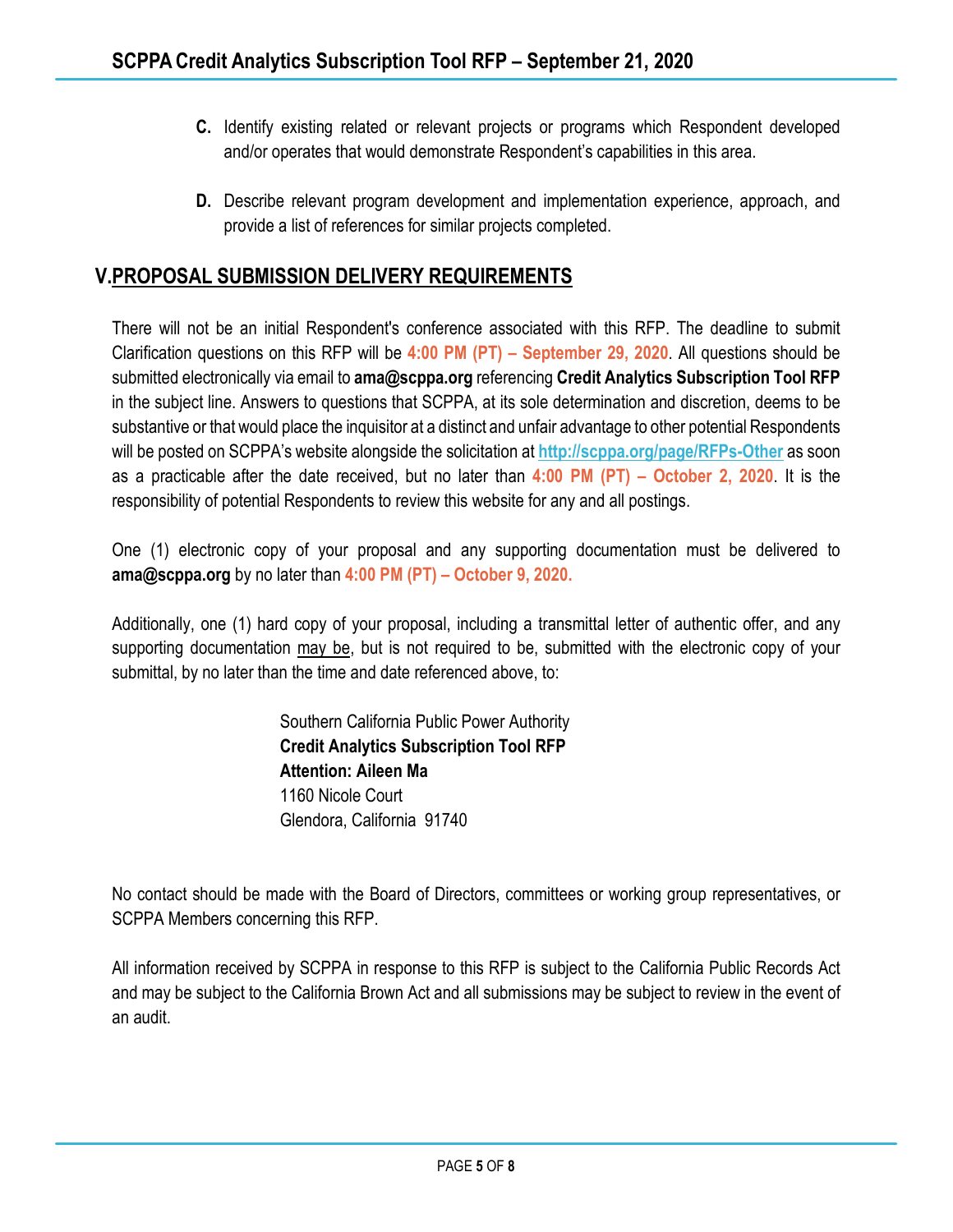C. Identify existing related or relevant projects or programs which Respondent developed and/or operates that would demonstrate Respondent's capabilities in this area.

D. Describe relevant program development and implementation experience, approach, and provide a list of references for similar projects completed.

## V. PROPOSAL SUBMISSION DELIVERY REQUIREMENTS

There will not be an initial Respondent's conference associated with this RFP. The deadline to submit Clarification questions on this RFP will be **4:00 PM (PT) – September 29, 2020**. All questions should be submitted electronically via email to **ama@scppa.org** referencing **Credit Analytics Subscription Tool RFP** in the subject line. Answers to questions that SCPPA, at its sole determination and discretion, deems to be substantive or that would place the inquisitor at a distinct and unfair advantage to other potential Respondents will be posted on SCPPA's website alongside the solicitation at **http://scppa.org/page/RFPs-Other** as soon as a practicable after the date received, but no later than **4:00 PM (PT) – October 2, 2020**. It is the responsibility of potential Respondents to review this website for any and all postings.

One (1) electronic copy of your proposal and any supporting documentation must be delivered to **ama@scppa.org** by no later than **4:00 PM (PT) – October 9, 2020.**

Additionally, one (1) hard copy of your proposal, including a transmittal letter of authentic offer, and any supporting documentation may be, but is not required to be, submitted with the electronic copy of your submittal, by no later than the time and date referenced above, to:

Southern California Public Power Authority
**Credit Analytics Subscription Tool RFP**
**Attention: Aileen Ma**
1160 Nicole Court
Glendora, California 91740

No contact should be made with the Board of Directors, committees or working group representatives, or SCPPA Members concerning this RFP.

All information received by SCPPA in response to this RFP is subject to the California Public Records Act and may be subject to the California Brown Act and all submissions may be subject to review in the event of an audit.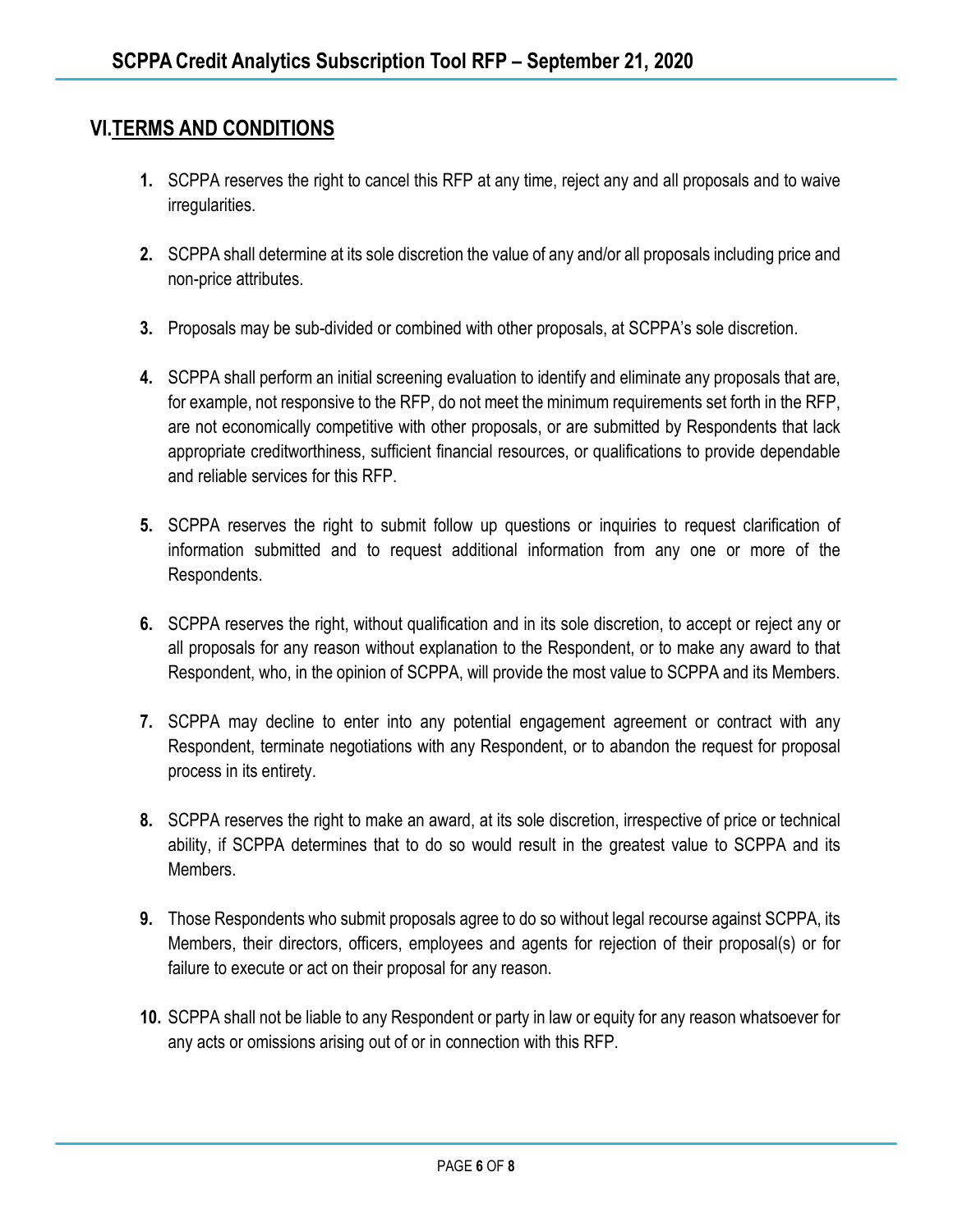## VI. TERMS AND CONDITIONS

1. SCPPA reserves the right to cancel this RFP at any time, reject any and all proposals and to waive irregularities.

2. SCPPA shall determine at its sole discretion the value of any and/or all proposals including price and non-price attributes.

3. Proposals may be sub-divided or combined with other proposals, at SCPPA's sole discretion.

4. SCPPA shall perform an initial screening evaluation to identify and eliminate any proposals that are, for example, not responsive to the RFP, do not meet the minimum requirements set forth in the RFP, are not economically competitive with other proposals, or are submitted by Respondents that lack appropriate creditworthiness, sufficient financial resources, or qualifications to provide dependable and reliable services for this RFP.

5. SCPPA reserves the right to submit follow up questions or inquiries to request clarification of information submitted and to request additional information from any one or more of the Respondents.

6. SCPPA reserves the right, without qualification and in its sole discretion, to accept or reject any or all proposals for any reason without explanation to the Respondent, or to make any award to that Respondent, who, in the opinion of SCPPA, will provide the most value to SCPPA and its Members.

7. SCPPA may decline to enter into any potential engagement agreement or contract with any Respondent, terminate negotiations with any Respondent, or to abandon the request for proposal process in its entirety.

8. SCPPA reserves the right to make an award, at its sole discretion, irrespective of price or technical ability, if SCPPA determines that to do so would result in the greatest value to SCPPA and its Members.

9. Those Respondents who submit proposals agree to do so without legal recourse against SCPPA, its Members, their directors, officers, employees and agents for rejection of their proposal(s) or for failure to execute or act on their proposal for any reason.

10. SCPPA shall not be liable to any Respondent or party in law or equity for any reason whatsoever for any acts or omissions arising out of or in connection with this RFP.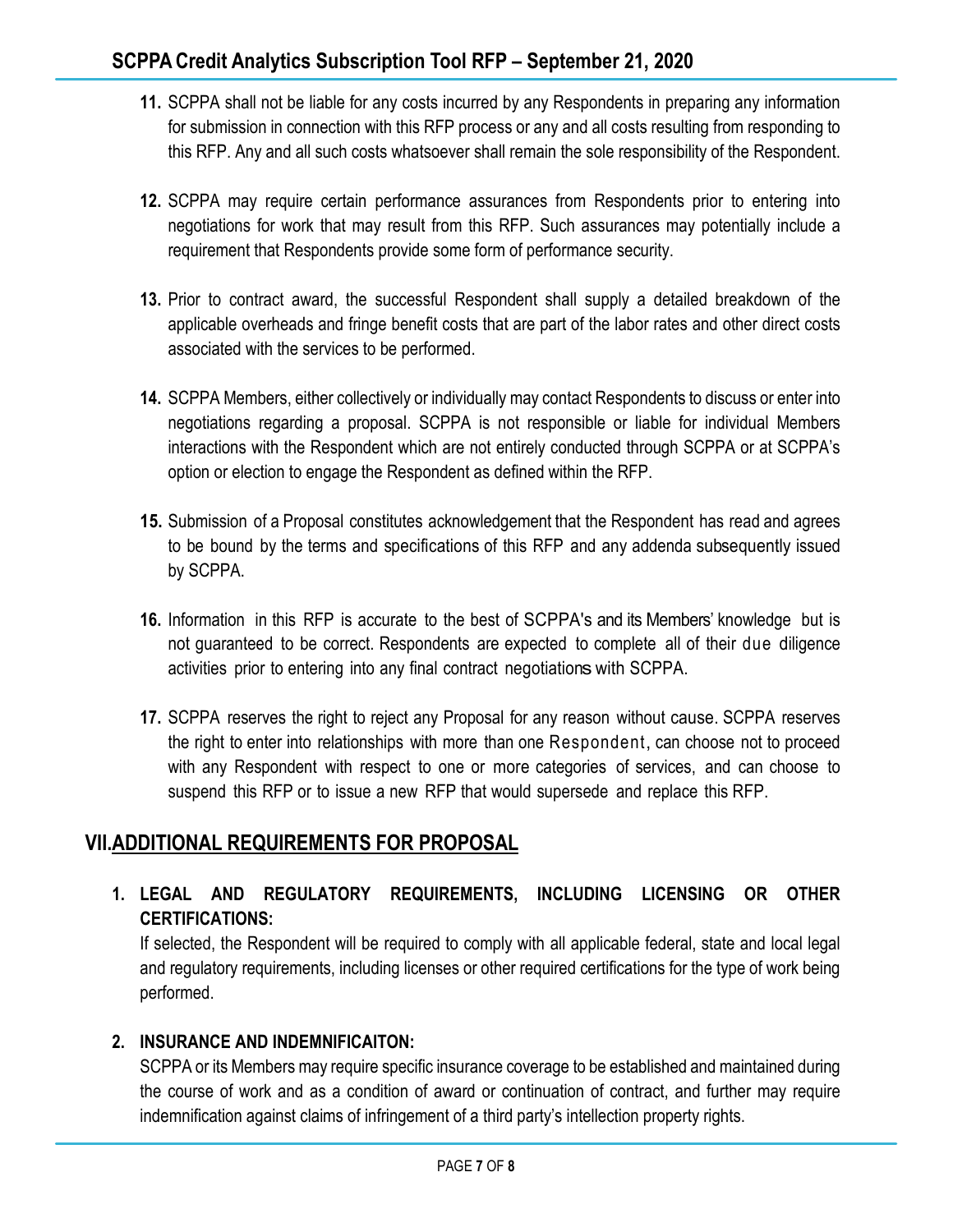11. SCPPA shall not be liable for any costs incurred by any Respondents in preparing any information for submission in connection with this RFP process or any and all costs resulting from responding to this RFP. Any and all such costs whatsoever shall remain the sole responsibility of the Respondent.

12. SCPPA may require certain performance assurances from Respondents prior to entering into negotiations for work that may result from this RFP. Such assurances may potentially include a requirement that Respondents provide some form of performance security.

13. Prior to contract award, the successful Respondent shall supply a detailed breakdown of the applicable overheads and fringe benefit costs that are part of the labor rates and other direct costs associated with the services to be performed.

14. SCPPA Members, either collectively or individually may contact Respondents to discuss or enter into negotiations regarding a proposal. SCPPA is not responsible or liable for individual Members interactions with the Respondent which are not entirely conducted through SCPPA or at SCPPA's option or election to engage the Respondent as defined within the RFP.

15. Submission of a Proposal constitutes acknowledgement that the Respondent has read and agrees to be bound by the terms and specifications of this RFP and any addenda subsequently issued by SCPPA.

16. Information in this RFP is accurate to the best of SCPPA's and its Members' knowledge but is not guaranteed to be correct. Respondents are expected to complete all of their due diligence activities prior to entering into any final contract negotiations with SCPPA.

17. SCPPA reserves the right to reject any Proposal for any reason without cause. SCPPA reserves the right to enter into relationships with more than one Respondent, can choose not to proceed with any Respondent with respect to one or more categories of services, and can choose to suspend this RFP or to issue a new RFP that would supersede and replace this RFP.

## VII. ADDITIONAL REQUIREMENTS FOR PROPOSAL

1. **LEGAL AND REGULATORY REQUIREMENTS, INCLUDING LICENSING OR OTHER CERTIFICATIONS:**
   If selected, the Respondent will be required to comply with all applicable federal, state and local legal and regulatory requirements, including licenses or other required certifications for the type of work being performed.

2. **INSURANCE AND INDEMNIFICAITON:**
   SCPPA or its Members may require specific insurance coverage to be established and maintained during the course of work and as a condition of award or continuation of contract, and further may require indemnification against claims of infringement of a third party's intellection property rights.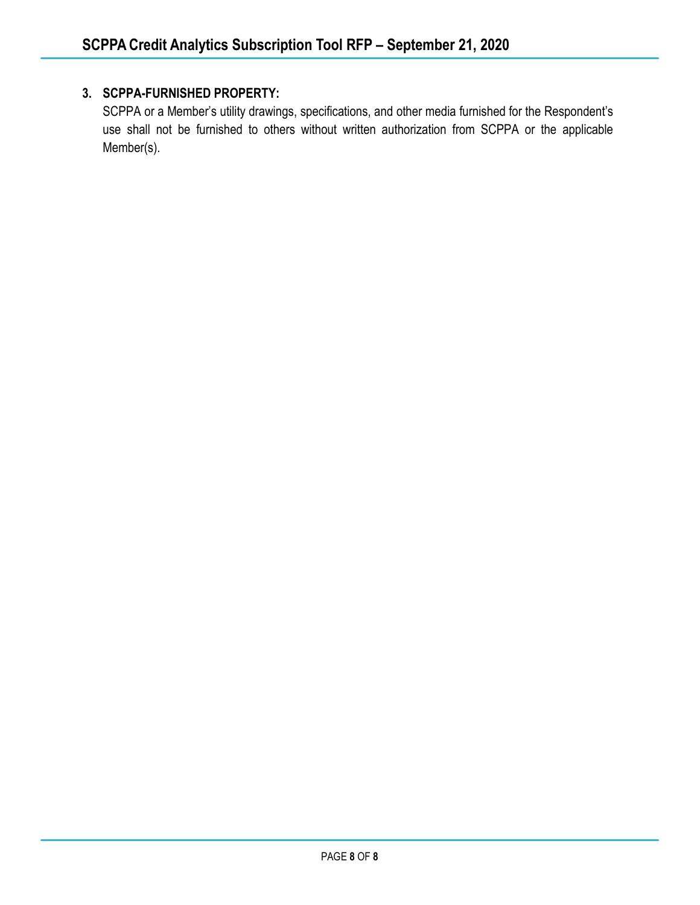3. **SCPPA-FURNISHED PROPERTY:**

   SCPPA or a Member's utility drawings, specifications, and other media furnished for the Respondent's use shall not be furnished to others without written authorization from SCPPA or the applicable Member(s).